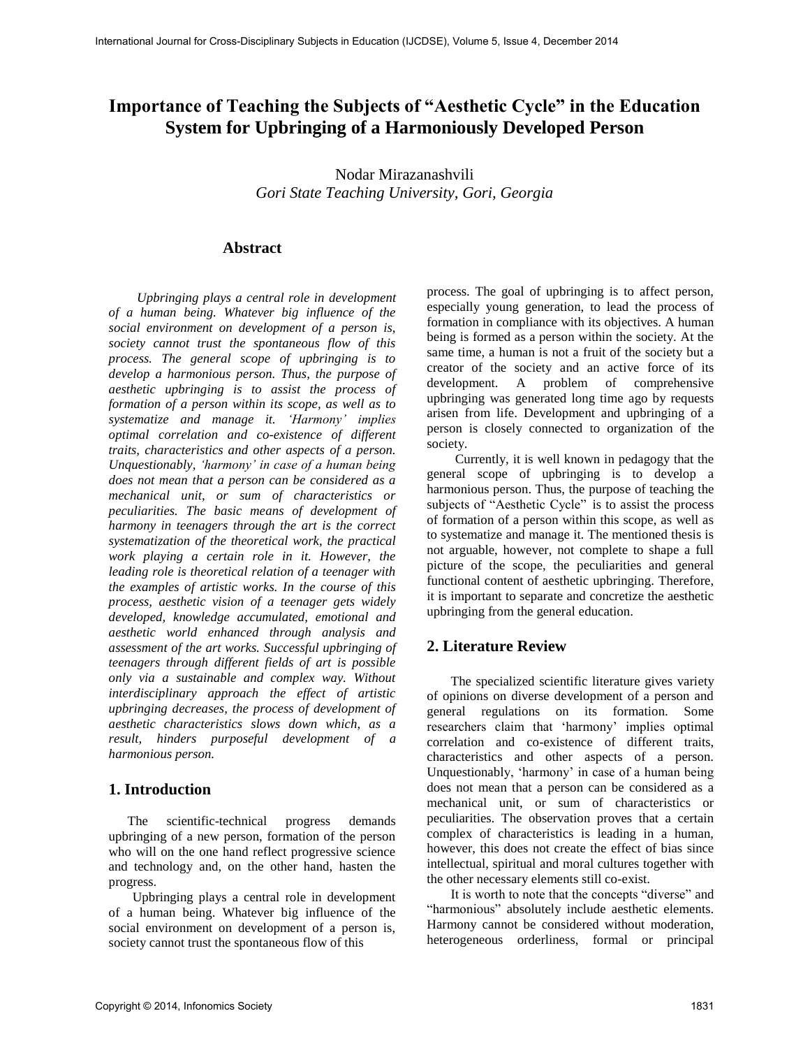# Importance of Teaching the Subjects of "Aesthetic Cycle" in the Education System for Upbringing of a Harmoniously Developed Person

Nodar Mirazanashvili
*Gori State Teaching University, Gori, Georgia*

## Abstract

*Upbringing plays a central role in development of a human being. Whatever big influence of the social environment on development of a person is, society cannot trust the spontaneous flow of this process. The general scope of upbringing is to develop a harmonious person. Thus, the purpose of aesthetic upbringing is to assist the process of formation of a person within its scope, as well as to systematize and manage it. 'Harmony' implies optimal correlation and co-existence of different traits, characteristics and other aspects of a person. Unquestionably, 'harmony' in case of a human being does not mean that a person can be considered as a mechanical unit, or sum of characteristics or peculiarities. The basic means of development of harmony in teenagers through the art is the correct systematization of the theoretical work, the practical work playing a certain role in it. However, the leading role is theoretical relation of a teenager with the examples of artistic works. In the course of this process, aesthetic vision of a teenager gets widely developed, knowledge accumulated, emotional and aesthetic world enhanced through analysis and assessment of the art works. Successful upbringing of teenagers through different fields of art is possible only via a sustainable and complex way. Without interdisciplinary approach the effect of artistic upbringing decreases, the process of development of aesthetic characteristics slows down which, as a result, hinders purposeful development of a harmonious person.*

## 1. Introduction

The scientific-technical progress demands upbringing of a new person, formation of the person who will on the one hand reflect progressive science and technology and, on the other hand, hasten the progress.

Upbringing plays a central role in development of a human being. Whatever big influence of the social environment on development of a person is, society cannot trust the spontaneous flow of this process. The goal of upbringing is to affect person, especially young generation, to lead the process of formation in compliance with its objectives. A human being is formed as a person within the society. At the same time, a human is not a fruit of the society but a creator of the society and an active force of its development. A problem of comprehensive upbringing was generated long time ago by requests arisen from life. Development and upbringing of a person is closely connected to organization of the society.

Currently, it is well known in pedagogy that the general scope of upbringing is to develop a harmonious person. Thus, the purpose of teaching the subjects of "Aesthetic Cycle" is to assist the process of formation of a person within this scope, as well as to systematize and manage it. The mentioned thesis is not arguable, however, not complete to shape a full picture of the scope, the peculiarities and general functional content of aesthetic upbringing. Therefore, it is important to separate and concretize the aesthetic upbringing from the general education.

## 2. Literature Review

The specialized scientific literature gives variety of opinions on diverse development of a person and general regulations on its formation. Some researchers claim that 'harmony' implies optimal correlation and co-existence of different traits, characteristics and other aspects of a person. Unquestionably, 'harmony' in case of a human being does not mean that a person can be considered as a mechanical unit, or sum of characteristics or peculiarities. The observation proves that a certain complex of characteristics is leading in a human, however, this does not create the effect of bias since intellectual, spiritual and moral cultures together with the other necessary elements still co-exist.

It is worth to note that the concepts "diverse" and "harmonious" absolutely include aesthetic elements. Harmony cannot be considered without moderation, heterogeneous orderliness, formal or principal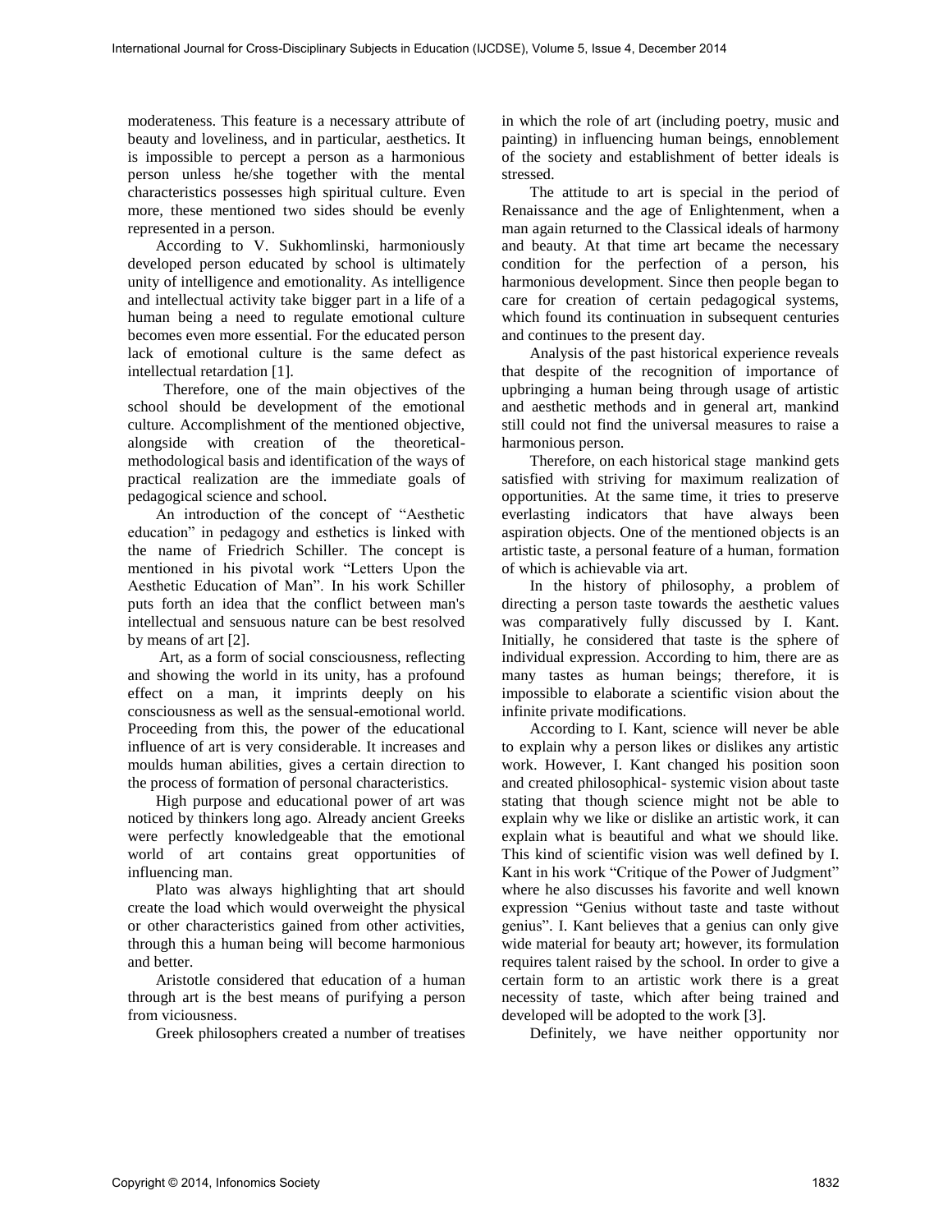moderateness. This feature is a necessary attribute of beauty and loveliness, and in particular, aesthetics. It is impossible to percept a person as a harmonious person unless he/she together with the mental characteristics possesses high spiritual culture. Even more, these mentioned two sides should be evenly represented in a person.

According to V. Sukhomlinski, harmoniously developed person educated by school is ultimately unity of intelligence and emotionality. As intelligence and intellectual activity take bigger part in a life of a human being a need to regulate emotional culture becomes even more essential. For the educated person lack of emotional culture is the same defect as intellectual retardation [1].

Therefore, one of the main objectives of the school should be development of the emotional culture. Accomplishment of the mentioned objective, alongside with creation of the theoretical-methodological basis and identification of the ways of practical realization are the immediate goals of pedagogical science and school.

An introduction of the concept of "Aesthetic education" in pedagogy and esthetics is linked with the name of Friedrich Schiller. The concept is mentioned in his pivotal work "Letters Upon the Aesthetic Education of Man". In his work Schiller puts forth an idea that the conflict between man's intellectual and sensuous nature can be best resolved by means of art [2].

Art, as a form of social consciousness, reflecting and showing the world in its unity, has a profound effect on a man, it imprints deeply on his consciousness as well as the sensual-emotional world. Proceeding from this, the power of the educational influence of art is very considerable. It increases and moulds human abilities, gives a certain direction to the process of formation of personal characteristics.

High purpose and educational power of art was noticed by thinkers long ago. Already ancient Greeks were perfectly knowledgeable that the emotional world of art contains great opportunities of influencing man.

Plato was always highlighting that art should create the load which would overweight the physical or other characteristics gained from other activities, through this a human being will become harmonious and better.

Aristotle considered that education of a human through art is the best means of purifying a person from viciousness.

Greek philosophers created a number of treatises in which the role of art (including poetry, music and painting) in influencing human beings, ennoblement of the society and establishment of better ideals is stressed.

The attitude to art is special in the period of Renaissance and the age of Enlightenment, when a man again returned to the Classical ideals of harmony and beauty. At that time art became the necessary condition for the perfection of a person, his harmonious development. Since then people began to care for creation of certain pedagogical systems, which found its continuation in subsequent centuries and continues to the present day.

Analysis of the past historical experience reveals that despite of the recognition of importance of upbringing a human being through usage of artistic and aesthetic methods and in general art, mankind still could not find the universal measures to raise a harmonious person.

Therefore, on each historical stage mankind gets satisfied with striving for maximum realization of opportunities. At the same time, it tries to preserve everlasting indicators that have always been aspiration objects. One of the mentioned objects is an artistic taste, a personal feature of a human, formation of which is achievable via art.

In the history of philosophy, a problem of directing a person taste towards the aesthetic values was comparatively fully discussed by I. Kant. Initially, he considered that taste is the sphere of individual expression. According to him, there are as many tastes as human beings; therefore, it is impossible to elaborate a scientific vision about the infinite private modifications.

According to I. Kant, science will never be able to explain why a person likes or dislikes any artistic work. However, I. Kant changed his position soon and created philosophical- systemic vision about taste stating that though science might not be able to explain why we like or dislike an artistic work, it can explain what is beautiful and what we should like. This kind of scientific vision was well defined by I. Kant in his work "Critique of the Power of Judgment" where he also discusses his favorite and well known expression "Genius without taste and taste without genius". I. Kant believes that a genius can only give wide material for beauty art; however, its formulation requires talent raised by the school. In order to give a certain form to an artistic work there is a great necessity of taste, which after being trained and developed will be adopted to the work [3].

Definitely, we have neither opportunity nor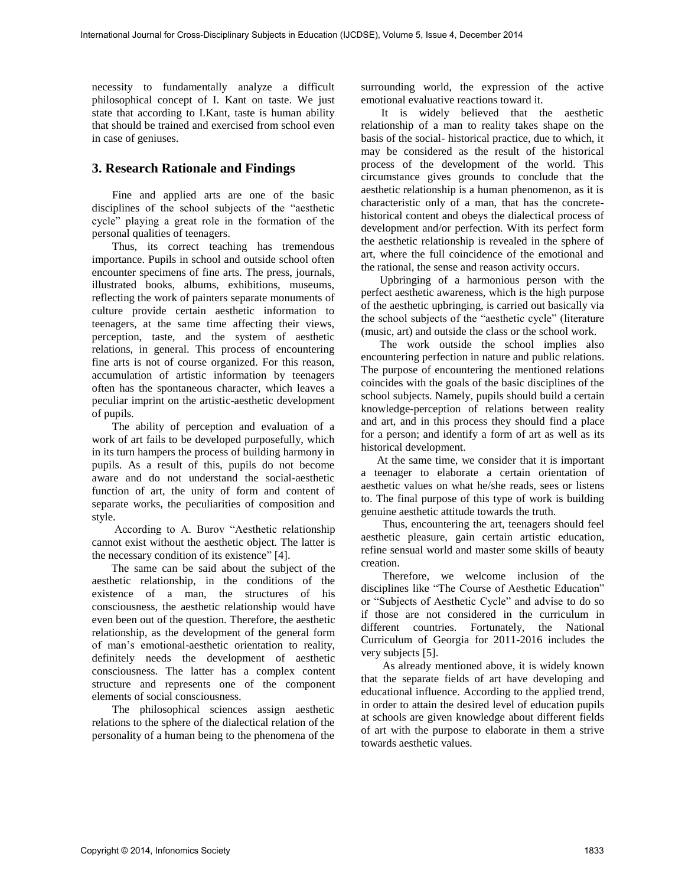necessity to fundamentally analyze a difficult philosophical concept of I. Kant on taste. We just state that according to I.Kant, taste is human ability that should be trained and exercised from school even in case of geniuses.

## 3. Research Rationale and Findings

Fine and applied arts are one of the basic disciplines of the school subjects of the "aesthetic cycle" playing a great role in the formation of the personal qualities of teenagers.

Thus, its correct teaching has tremendous importance. Pupils in school and outside school often encounter specimens of fine arts. The press, journals, illustrated books, albums, exhibitions, museums, reflecting the work of painters separate monuments of culture provide certain aesthetic information to teenagers, at the same time affecting their views, perception, taste, and the system of aesthetic relations, in general. This process of encountering fine arts is not of course organized. For this reason, accumulation of artistic information by teenagers often has the spontaneous character, which leaves a peculiar imprint on the artistic-aesthetic development of pupils.

The ability of perception and evaluation of a work of art fails to be developed purposefully, which in its turn hampers the process of building harmony in pupils. As a result of this, pupils do not become aware and do not understand the social-aesthetic function of art, the unity of form and content of separate works, the peculiarities of composition and style.

According to A. Burov "Aesthetic relationship cannot exist without the aesthetic object. The latter is the necessary condition of its existence" [4].

The same can be said about the subject of the aesthetic relationship, in the conditions of the existence of a man, the structures of his consciousness, the aesthetic relationship would have even been out of the question. Therefore, the aesthetic relationship, as the development of the general form of man's emotional-aesthetic orientation to reality, definitely needs the development of aesthetic consciousness. The latter has a complex content structure and represents one of the component elements of social consciousness.

The philosophical sciences assign aesthetic relations to the sphere of the dialectical relation of the personality of a human being to the phenomena of the surrounding world, the expression of the active emotional evaluative reactions toward it.

It is widely believed that the aesthetic relationship of a man to reality takes shape on the basis of the social- historical practice, due to which, it may be considered as the result of the historical process of the development of the world. This circumstance gives grounds to conclude that the aesthetic relationship is a human phenomenon, as it is characteristic only of a man, that has the concrete-historical content and obeys the dialectical process of development and/or perfection. With its perfect form the aesthetic relationship is revealed in the sphere of art, where the full coincidence of the emotional and the rational, the sense and reason activity occurs.

Upbringing of a harmonious person with the perfect aesthetic awareness, which is the high purpose of the aesthetic upbringing, is carried out basically via the school subjects of the "aesthetic cycle" (literature (music, art) and outside the class or the school work.

The work outside the school implies also encountering perfection in nature and public relations. The purpose of encountering the mentioned relations coincides with the goals of the basic disciplines of the school subjects. Namely, pupils should build a certain knowledge-perception of relations between reality and art, and in this process they should find a place for a person; and identify a form of art as well as its historical development.

At the same time, we consider that it is important a teenager to elaborate a certain orientation of aesthetic values on what he/she reads, sees or listens to. The final purpose of this type of work is building genuine aesthetic attitude towards the truth.

Thus, encountering the art, teenagers should feel aesthetic pleasure, gain certain artistic education, refine sensual world and master some skills of beauty creation.

Therefore, we welcome inclusion of the disciplines like "The Course of Aesthetic Education" or "Subjects of Aesthetic Cycle" and advise to do so if those are not considered in the curriculum in different countries. Fortunately, the National Curriculum of Georgia for 2011-2016 includes the very subjects [5].

As already mentioned above, it is widely known that the separate fields of art have developing and educational influence. According to the applied trend, in order to attain the desired level of education pupils at schools are given knowledge about different fields of art with the purpose to elaborate in them a strive towards aesthetic values.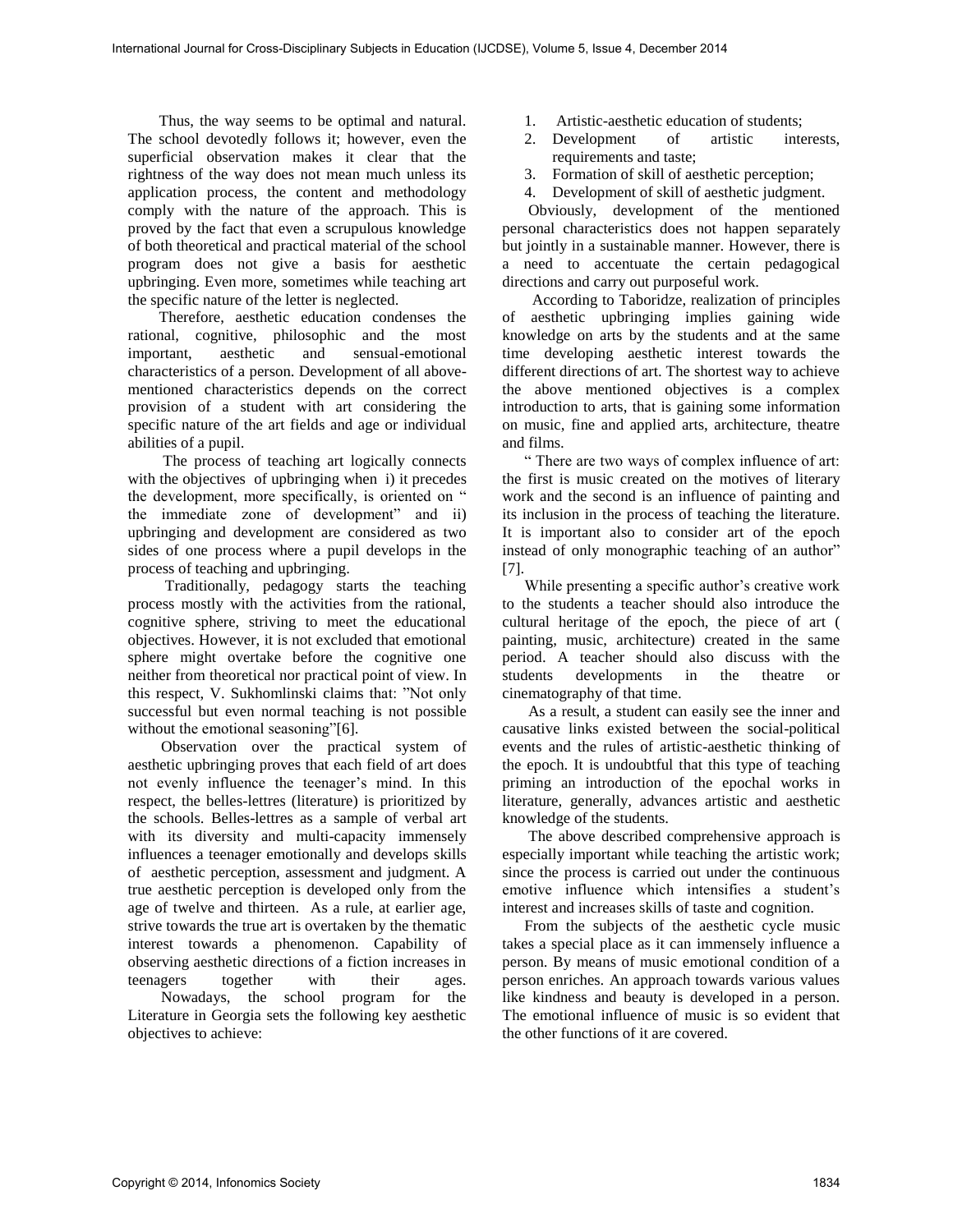Thus, the way seems to be optimal and natural. The school devotedly follows it; however, even the superficial observation makes it clear that the rightness of the way does not mean much unless its application process, the content and methodology comply with the nature of the approach. This is proved by the fact that even a scrupulous knowledge of both theoretical and practical material of the school program does not give a basis for aesthetic upbringing. Even more, sometimes while teaching art the specific nature of the letter is neglected.

Therefore, aesthetic education condenses the rational, cognitive, philosophic and the most important, aesthetic and sensual-emotional characteristics of a person. Development of all above-mentioned characteristics depends on the correct provision of a student with art considering the specific nature of the art fields and age or individual abilities of a pupil.

The process of teaching art logically connects with the objectives of upbringing when i) it precedes the development, more specifically, is oriented on " the immediate zone of development" and ii) upbringing and development are considered as two sides of one process where a pupil develops in the process of teaching and upbringing.

Traditionally, pedagogy starts the teaching process mostly with the activities from the rational, cognitive sphere, striving to meet the educational objectives. However, it is not excluded that emotional sphere might overtake before the cognitive one neither from theoretical nor practical point of view. In this respect, V. Sukhomlinski claims that: "Not only successful but even normal teaching is not possible without the emotional seasoning"[6].

Observation over the practical system of aesthetic upbringing proves that each field of art does not evenly influence the teenager's mind. In this respect, the belles-lettres (literature) is prioritized by the schools. Belles-lettres as a sample of verbal art with its diversity and multi-capacity immensely influences a teenager emotionally and develops skills of aesthetic perception, assessment and judgment. A true aesthetic perception is developed only from the age of twelve and thirteen. As a rule, at earlier age, strive towards the true art is overtaken by the thematic interest towards a phenomenon. Capability of observing aesthetic directions of a fiction increases in teenagers together with their ages.

Nowadays, the school program for the Literature in Georgia sets the following key aesthetic objectives to achieve:

1. Artistic-aesthetic education of students;
2. Development of artistic interests, requirements and taste;
3. Formation of skill of aesthetic perception;
4. Development of skill of aesthetic judgment.

Obviously, development of the mentioned personal characteristics does not happen separately but jointly in a sustainable manner. However, there is a need to accentuate the certain pedagogical directions and carry out purposeful work.

According to Taboridze, realization of principles of aesthetic upbringing implies gaining wide knowledge on arts by the students and at the same time developing aesthetic interest towards the different directions of art. The shortest way to achieve the above mentioned objectives is a complex introduction to arts, that is gaining some information on music, fine and applied arts, architecture, theatre and films.

" There are two ways of complex influence of art: the first is music created on the motives of literary work and the second is an influence of painting and its inclusion in the process of teaching the literature. It is important also to consider art of the epoch instead of only monographic teaching of an author" [7].

While presenting a specific author's creative work to the students a teacher should also introduce the cultural heritage of the epoch, the piece of art ( painting, music, architecture) created in the same period. A teacher should also discuss with the students developments in the theatre or cinematography of that time.

As a result, a student can easily see the inner and causative links existed between the social-political events and the rules of artistic-aesthetic thinking of the epoch. It is undoubtful that this type of teaching priming an introduction of the epochal works in literature, generally, advances artistic and aesthetic knowledge of the students.

The above described comprehensive approach is especially important while teaching the artistic work; since the process is carried out under the continuous emotive influence which intensifies a student's interest and increases skills of taste and cognition.

From the subjects of the aesthetic cycle music takes a special place as it can immensely influence a person. By means of music emotional condition of a person enriches. An approach towards various values like kindness and beauty is developed in a person. The emotional influence of music is so evident that the other functions of it are covered.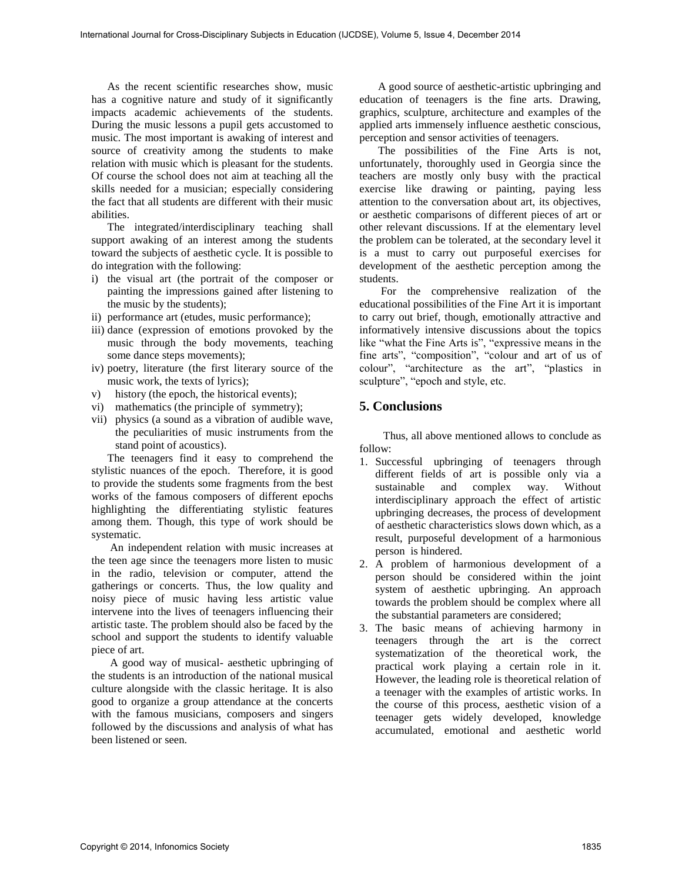As the recent scientific researches show, music has a cognitive nature and study of it significantly impacts academic achievements of the students. During the music lessons a pupil gets accustomed to music. The most important is awaking of interest and source of creativity among the students to make relation with music which is pleasant for the students. Of course the school does not aim at teaching all the skills needed for a musician; especially considering the fact that all students are different with their music abilities.

The integrated/interdisciplinary teaching shall support awaking of an interest among the students toward the subjects of aesthetic cycle. It is possible to do integration with the following:

i) the visual art (the portrait of the composer or painting the impressions gained after listening to the music by the students);
ii) performance art (etudes, music performance);
iii) dance (expression of emotions provoked by the music through the body movements, teaching some dance steps movements);
iv) poetry, literature (the first literary source of the music work, the texts of lyrics);
v) history (the epoch, the historical events);
vi) mathematics (the principle of symmetry);
vii) physics (a sound as a vibration of audible wave, the peculiarities of music instruments from the stand point of acoustics).

The teenagers find it easy to comprehend the stylistic nuances of the epoch. Therefore, it is good to provide the students some fragments from the best works of the famous composers of different epochs highlighting the differentiating stylistic features among them. Though, this type of work should be systematic.

An independent relation with music increases at the teen age since the teenagers more listen to music in the radio, television or computer, attend the gatherings or concerts. Thus, the low quality and noisy piece of music having less artistic value intervene into the lives of teenagers influencing their artistic taste. The problem should also be faced by the school and support the students to identify valuable piece of art.

A good way of musical- aesthetic upbringing of the students is an introduction of the national musical culture alongside with the classic heritage. It is also good to organize a group attendance at the concerts with the famous musicians, composers and singers followed by the discussions and analysis of what has been listened or seen.

A good source of aesthetic-artistic upbringing and education of teenagers is the fine arts. Drawing, graphics, sculpture, architecture and examples of the applied arts immensely influence aesthetic conscious, perception and sensor activities of teenagers.

The possibilities of the Fine Arts is not, unfortunately, thoroughly used in Georgia since the teachers are mostly only busy with the practical exercise like drawing or painting, paying less attention to the conversation about art, its objectives, or aesthetic comparisons of different pieces of art or other relevant discussions. If at the elementary level the problem can be tolerated, at the secondary level it is a must to carry out purposeful exercises for development of the aesthetic perception among the students.

For the comprehensive realization of the educational possibilities of the Fine Art it is important to carry out brief, though, emotionally attractive and informatively intensive discussions about the topics like "what the Fine Arts is", "expressive means in the fine arts", "composition", "colour and art of us of colour", "architecture as the art", "plastics in sculpture", "epoch and style, etc.

## 5. Conclusions

Thus, all above mentioned allows to conclude as follow:

1. Successful upbringing of teenagers through different fields of art is possible only via a sustainable and complex way. Without interdisciplinary approach the effect of artistic upbringing decreases, the process of development of aesthetic characteristics slows down which, as a result, purposeful development of a harmonious person is hindered.
2. A problem of harmonious development of a person should be considered within the joint system of aesthetic upbringing. An approach towards the problem should be complex where all the substantial parameters are considered;
3. The basic means of achieving harmony in teenagers through the art is the correct systematization of the theoretical work, the practical work playing a certain role in it. However, the leading role is theoretical relation of a teenager with the examples of artistic works. In the course of this process, aesthetic vision of a teenager gets widely developed, knowledge accumulated, emotional and aesthetic world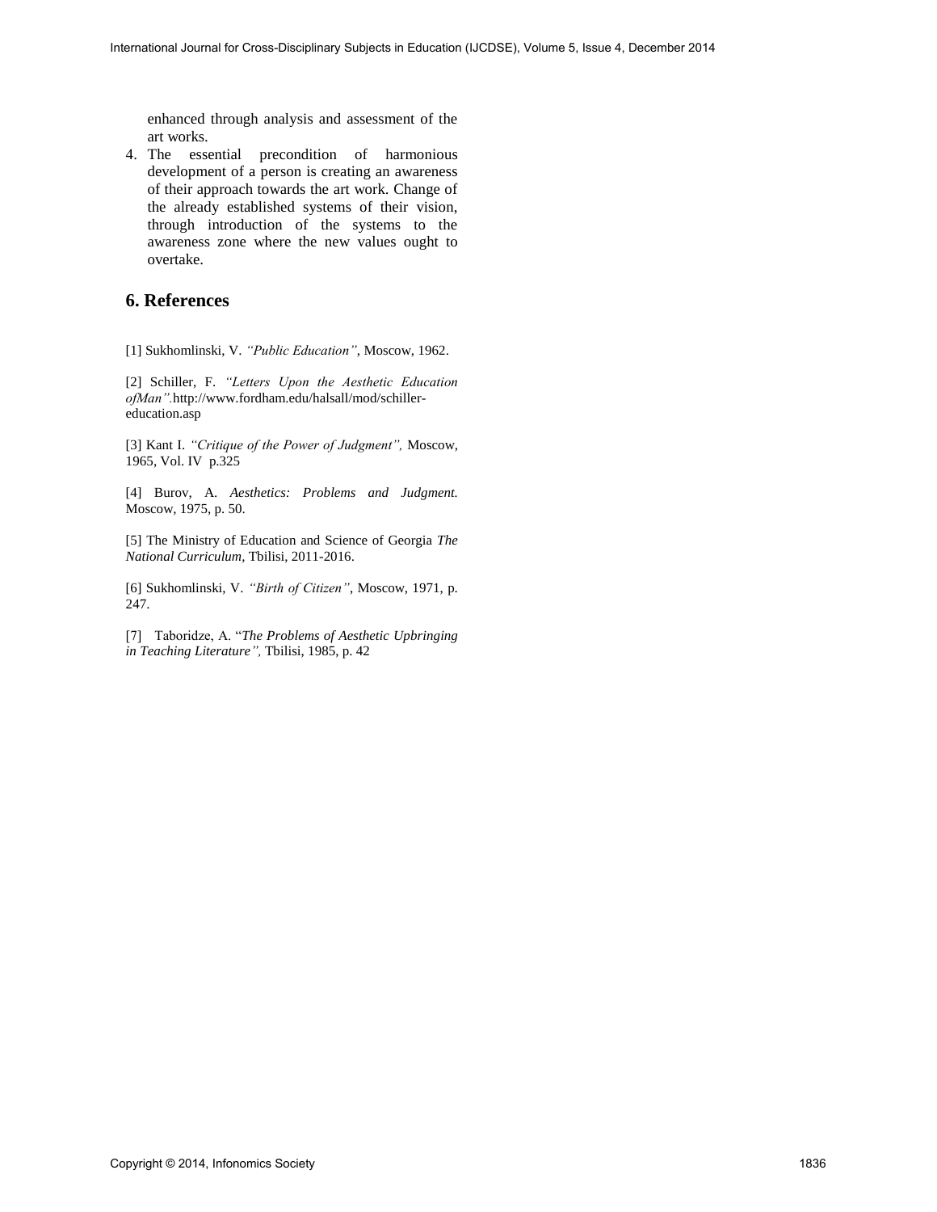enhanced through analysis and assessment of the art works.

4. The essential precondition of harmonious development of a person is creating an awareness of their approach towards the art work. Change of the already established systems of their vision, through introduction of the systems to the awareness zone where the new values ought to overtake.

## 6. References

[1] Sukhomlinski, V. *"Public Education"*, Moscow, 1962.

[2] Schiller, F. *"Letters Upon the Aesthetic Education ofMan".*http://www.fordham.edu/halsall/mod/schiller-education.asp

[3] Kant I. *"Critique of the Power of Judgment",* Moscow, 1965, Vol. IV p.325

[4] Burov, A. *Aesthetics: Problems and Judgment.* Moscow, 1975, p. 50.

[5] The Ministry of Education and Science of Georgia *The National Curriculum,* Tbilisi, 2011-2016.

[6] Sukhomlinski, V. *"Birth of Citizen"*, Moscow, 1971, p. 247.

[7] Taboridze, A. "*The Problems of Aesthetic Upbringing in Teaching Literature",* Tbilisi, 1985, p. 42